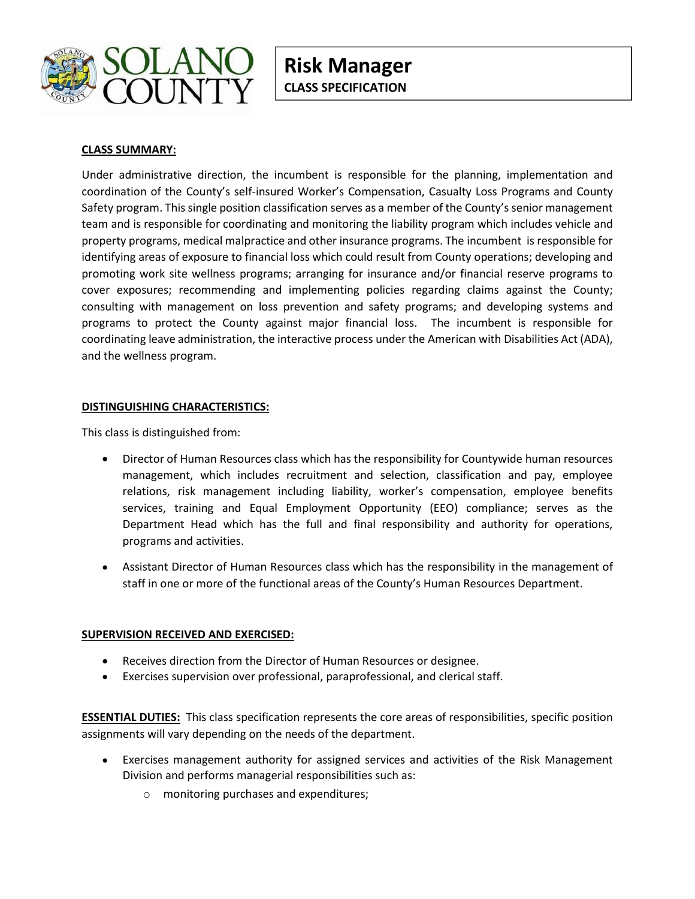# Risk Manager

**CLASS SPECIFICATION**

**CLASS SUMMARY:**

Under administrative direction, the incumbent is responsible for the planning, implementation and coordination of the County's self-insured Worker's Compensation, Casualty Loss Programs and County Safety program. This single position classification serves as a member of the County's senior management team and is responsible for coordinating and monitoring the liability program which includes vehicle and property programs, medical malpractice and other insurance programs. The incumbent is responsible for identifying areas of exposure to financial loss which could result from County operations; developing and promoting work site wellness programs; arranging for insurance and/or financial reserve programs to cover exposures; recommending and implementing policies regarding claims against the County; consulting with management on loss prevention and safety programs; and developing systems and programs to protect the County against major financial loss. The incumbent is responsible for coordinating leave administration, the interactive process under the American with Disabilities Act (ADA), and the wellness program.

**DISTINGUISHING CHARACTERISTICS:**

This class is distinguished from:

- Director of Human Resources class which has the responsibility for Countywide human resources management, which includes recruitment and selection, classification and pay, employee relations, risk management including liability, worker's compensation, employee benefits services, training and Equal Employment Opportunity (EEO) compliance; serves as the Department Head which has the full and final responsibility and authority for operations, programs and activities.
- Assistant Director of Human Resources class which has the responsibility in the management of staff in one or more of the functional areas of the County's Human Resources Department.

**SUPERVISION RECEIVED AND EXERCISED:**

- Receives direction from the Director of Human Resources or designee.
- Exercises supervision over professional, paraprofessional, and clerical staff.

**ESSENTIAL DUTIES:** This class specification represents the core areas of responsibilities, specific position assignments will vary depending on the needs of the department.

- Exercises management authority for assigned services and activities of the Risk Management Division and performs managerial responsibilities such as:
  - monitoring purchases and expenditures;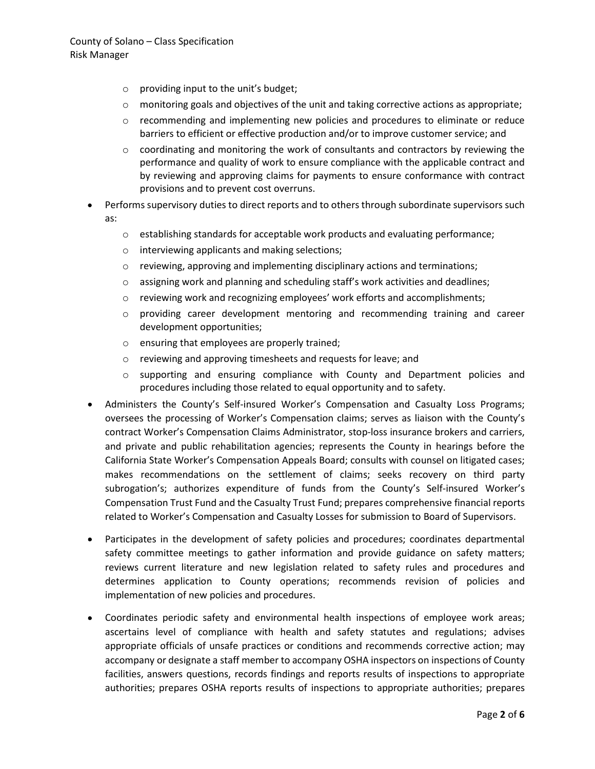- providing input to the unit's budget;
    - monitoring goals and objectives of the unit and taking corrective actions as appropriate;
    - recommending and implementing new policies and procedures to eliminate or reduce barriers to efficient or effective production and/or to improve customer service; and
    - coordinating and monitoring the work of consultants and contractors by reviewing the performance and quality of work to ensure compliance with the applicable contract and by reviewing and approving claims for payments to ensure conformance with contract provisions and to prevent cost overruns.
- Performs supervisory duties to direct reports and to others through subordinate supervisors such as:
    - establishing standards for acceptable work products and evaluating performance;
    - interviewing applicants and making selections;
    - reviewing, approving and implementing disciplinary actions and terminations;
    - assigning work and planning and scheduling staff's work activities and deadlines;
    - reviewing work and recognizing employees' work efforts and accomplishments;
    - providing career development mentoring and recommending training and career development opportunities;
    - ensuring that employees are properly trained;
    - reviewing and approving timesheets and requests for leave; and
    - supporting and ensuring compliance with County and Department policies and procedures including those related to equal opportunity and to safety.
- Administers the County's Self-insured Worker's Compensation and Casualty Loss Programs; oversees the processing of Worker's Compensation claims; serves as liaison with the County's contract Worker's Compensation Claims Administrator, stop-loss insurance brokers and carriers, and private and public rehabilitation agencies; represents the County in hearings before the California State Worker's Compensation Appeals Board; consults with counsel on litigated cases; makes recommendations on the settlement of claims; seeks recovery on third party subrogation's; authorizes expenditure of funds from the County's Self-insured Worker's Compensation Trust Fund and the Casualty Trust Fund; prepares comprehensive financial reports related to Worker's Compensation and Casualty Losses for submission to Board of Supervisors.

- Participates in the development of safety policies and procedures; coordinates departmental safety committee meetings to gather information and provide guidance on safety matters; reviews current literature and new legislation related to safety rules and procedures and determines application to County operations; recommends revision of policies and implementation of new policies and procedures.

- Coordinates periodic safety and environmental health inspections of employee work areas; ascertains level of compliance with health and safety statutes and regulations; advises appropriate officials of unsafe practices or conditions and recommends corrective action; may accompany or designate a staff member to accompany OSHA inspectors on inspections of County facilities, answers questions, records findings and reports results of inspections to appropriate authorities; prepares OSHA reports results of inspections to appropriate authorities; prepares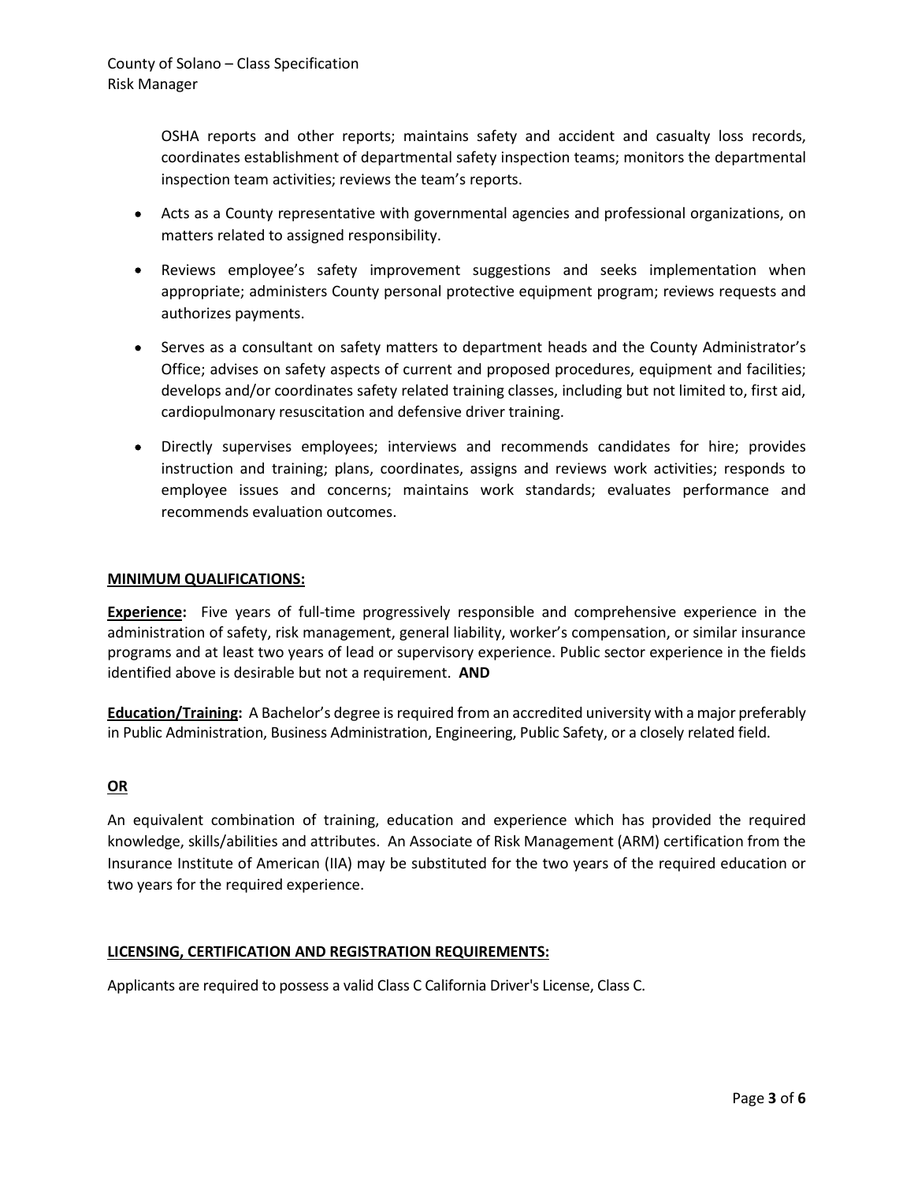OSHA reports and other reports; maintains safety and accident and casualty loss records, coordinates establishment of departmental safety inspection teams; monitors the departmental inspection team activities; reviews the team's reports.

- Acts as a County representative with governmental agencies and professional organizations, on matters related to assigned responsibility.
- Reviews employee's safety improvement suggestions and seeks implementation when appropriate; administers County personal protective equipment program; reviews requests and authorizes payments.
- Serves as a consultant on safety matters to department heads and the County Administrator's Office; advises on safety aspects of current and proposed procedures, equipment and facilities; develops and/or coordinates safety related training classes, including but not limited to, first aid, cardiopulmonary resuscitation and defensive driver training.
- Directly supervises employees; interviews and recommends candidates for hire; provides instruction and training; plans, coordinates, assigns and reviews work activities; responds to employee issues and concerns; maintains work standards; evaluates performance and recommends evaluation outcomes.

## MINIMUM QUALIFICATIONS:

**Experience:** Five years of full-time progressively responsible and comprehensive experience in the administration of safety, risk management, general liability, worker's compensation, or similar insurance programs and at least two years of lead or supervisory experience. Public sector experience in the fields identified above is desirable but not a requirement. **AND**

**Education/Training:** A Bachelor's degree is required from an accredited university with a major preferably in Public Administration, Business Administration, Engineering, Public Safety, or a closely related field.

**OR**

An equivalent combination of training, education and experience which has provided the required knowledge, skills/abilities and attributes. An Associate of Risk Management (ARM) certification from the Insurance Institute of American (IIA) may be substituted for the two years of the required education or two years for the required experience.

## LICENSING, CERTIFICATION AND REGISTRATION REQUIREMENTS:

Applicants are required to possess a valid Class C California Driver's License, Class C.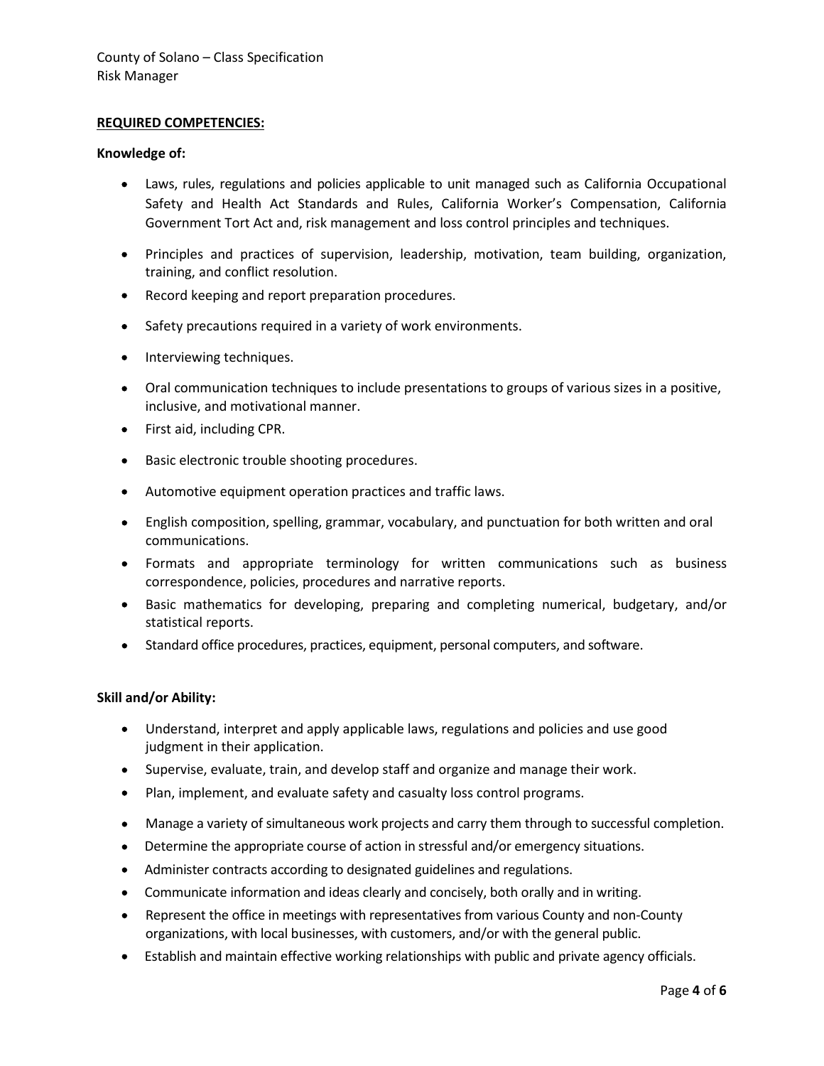**REQUIRED COMPETENCIES:**

**Knowledge of:**

- Laws, rules, regulations and policies applicable to unit managed such as California Occupational Safety and Health Act Standards and Rules, California Worker's Compensation, California Government Tort Act and, risk management and loss control principles and techniques.
- Principles and practices of supervision, leadership, motivation, team building, organization, training, and conflict resolution.
- Record keeping and report preparation procedures.
- Safety precautions required in a variety of work environments.
- Interviewing techniques.
- Oral communication techniques to include presentations to groups of various sizes in a positive, inclusive, and motivational manner.
- First aid, including CPR.
- Basic electronic trouble shooting procedures.
- Automotive equipment operation practices and traffic laws.
- English composition, spelling, grammar, vocabulary, and punctuation for both written and oral communications.
- Formats and appropriate terminology for written communications such as business correspondence, policies, procedures and narrative reports.
- Basic mathematics for developing, preparing and completing numerical, budgetary, and/or statistical reports.
- Standard office procedures, practices, equipment, personal computers, and software.

**Skill and/or Ability:**

- Understand, interpret and apply applicable laws, regulations and policies and use good judgment in their application.
- Supervise, evaluate, train, and develop staff and organize and manage their work.
- Plan, implement, and evaluate safety and casualty loss control programs.
- Manage a variety of simultaneous work projects and carry them through to successful completion.
- Determine the appropriate course of action in stressful and/or emergency situations.
- Administer contracts according to designated guidelines and regulations.
- Communicate information and ideas clearly and concisely, both orally and in writing.
- Represent the office in meetings with representatives from various County and non-County organizations, with local businesses, with customers, and/or with the general public.
- Establish and maintain effective working relationships with public and private agency officials.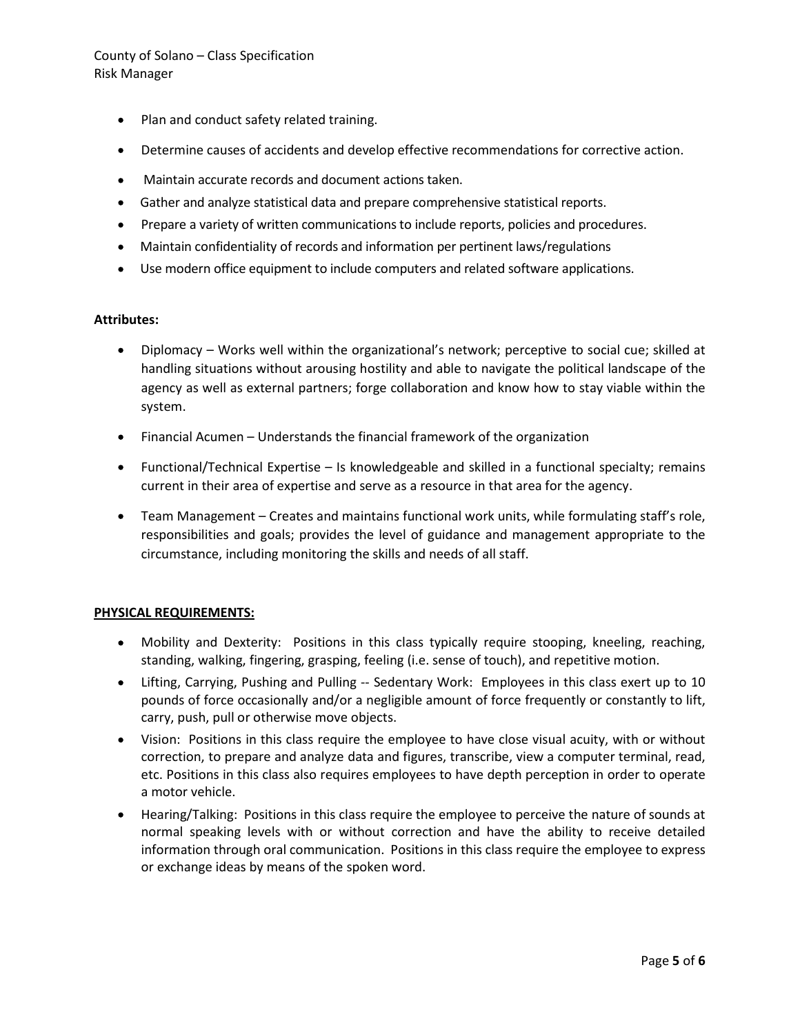- Plan and conduct safety related training.
- Determine causes of accidents and develop effective recommendations for corrective action.
- Maintain accurate records and document actions taken.
- Gather and analyze statistical data and prepare comprehensive statistical reports.
- Prepare a variety of written communications to include reports, policies and procedures.
- Maintain confidentiality of records and information per pertinent laws/regulations
- Use modern office equipment to include computers and related software applications.

**Attributes:**

- Diplomacy – Works well within the organizational's network; perceptive to social cue; skilled at handling situations without arousing hostility and able to navigate the political landscape of the agency as well as external partners; forge collaboration and know how to stay viable within the system.
- Financial Acumen – Understands the financial framework of the organization
- Functional/Technical Expertise – Is knowledgeable and skilled in a functional specialty; remains current in their area of expertise and serve as a resource in that area for the agency.
- Team Management – Creates and maintains functional work units, while formulating staff's role, responsibilities and goals; provides the level of guidance and management appropriate to the circumstance, including monitoring the skills and needs of all staff.

**PHYSICAL REQUIREMENTS:**

- Mobility and Dexterity: Positions in this class typically require stooping, kneeling, reaching, standing, walking, fingering, grasping, feeling (i.e. sense of touch), and repetitive motion.
- Lifting, Carrying, Pushing and Pulling -- Sedentary Work: Employees in this class exert up to 10 pounds of force occasionally and/or a negligible amount of force frequently or constantly to lift, carry, push, pull or otherwise move objects.
- Vision: Positions in this class require the employee to have close visual acuity, with or without correction, to prepare and analyze data and figures, transcribe, view a computer terminal, read, etc. Positions in this class also requires employees to have depth perception in order to operate a motor vehicle.
- Hearing/Talking: Positions in this class require the employee to perceive the nature of sounds at normal speaking levels with or without correction and have the ability to receive detailed information through oral communication. Positions in this class require the employee to express or exchange ideas by means of the spoken word.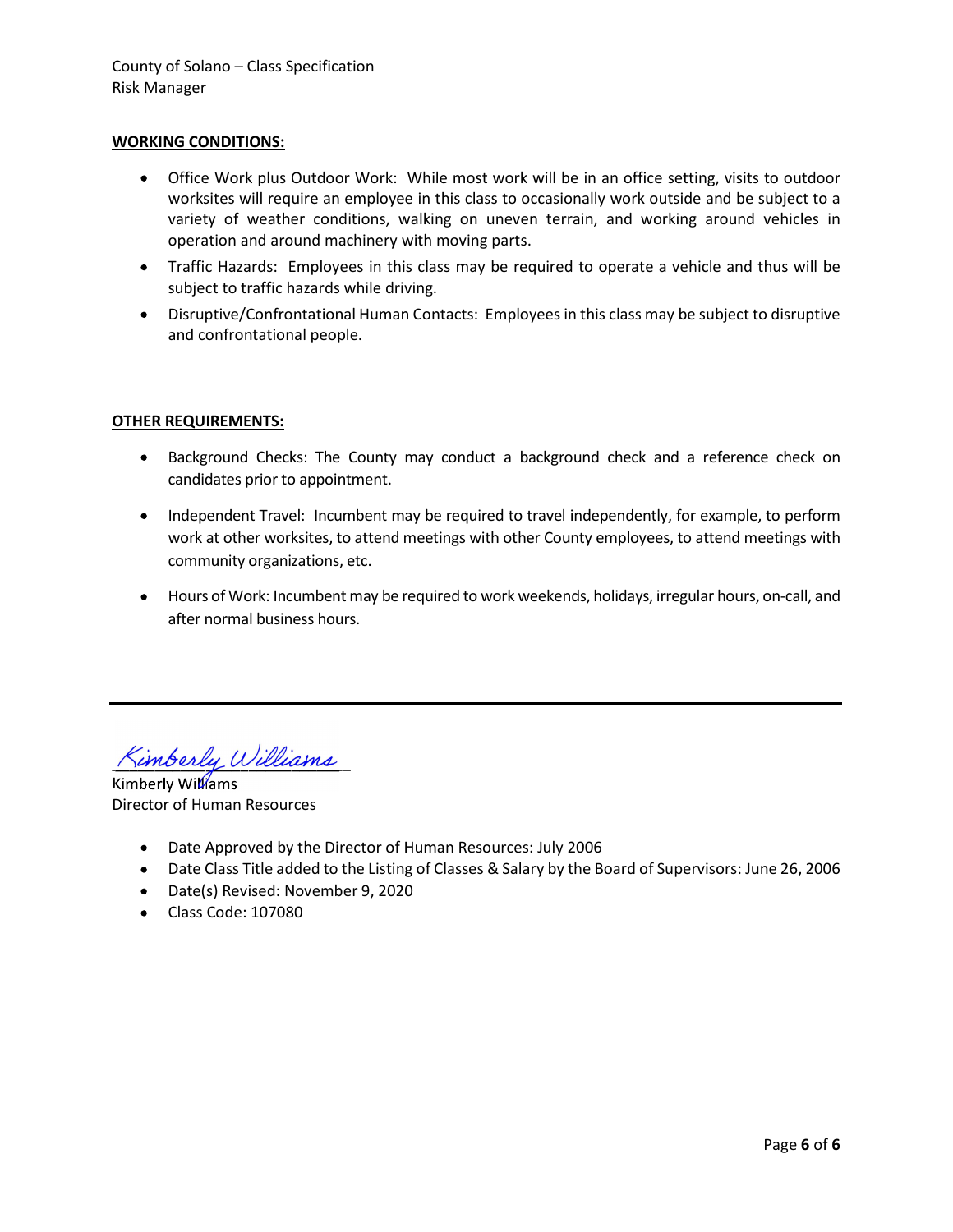## WORKING CONDITIONS:

- Office Work plus Outdoor Work: While most work will be in an office setting, visits to outdoor worksites will require an employee in this class to occasionally work outside and be subject to a variety of weather conditions, walking on uneven terrain, and working around vehicles in operation and around machinery with moving parts.
- Traffic Hazards: Employees in this class may be required to operate a vehicle and thus will be subject to traffic hazards while driving.
- Disruptive/Confrontational Human Contacts: Employees in this class may be subject to disruptive and confrontational people.

## OTHER REQUIREMENTS:

- Background Checks: The County may conduct a background check and a reference check on candidates prior to appointment.
- Independent Travel: Incumbent may be required to travel independently, for example, to perform work at other worksites, to attend meetings with other County employees, to attend meetings with community organizations, etc.
- Hours of Work: Incumbent may be required to work weekends, holidays, irregular hours, on-call, and after normal business hours.

---

Kimberly Williams
Director of Human Resources

- Date Approved by the Director of Human Resources: July 2006
- Date Class Title added to the Listing of Classes & Salary by the Board of Supervisors: June 26, 2006
- Date(s) Revised: November 9, 2020
- Class Code: 107080